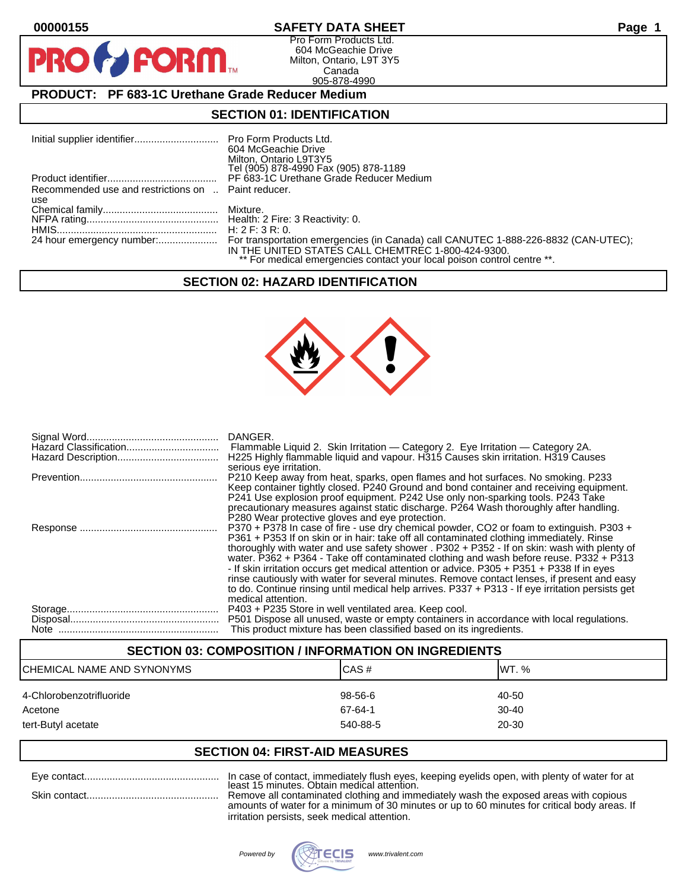00000155 **SAFETY DATA SHEET**

Pro Form Products Ltd.
604 McGeachie Drive
Milton, Ontario, L9T 3Y5
Canada
905-878-4990

**PRODUCT: PF 683-1C Urethane Grade Reducer Medium**

## SECTION 01: IDENTIFICATION

| | |
|---|---|
| Initial supplier identifier | Pro Form Products Ltd. 604 McGeachie Drive Milton, Ontario L9T3Y5 Tel (905) 878-4990 Fax (905) 878-1189 |
| Product identifier | PF 683-1C Urethane Grade Reducer Medium |
| Recommended use and restrictions on use | Paint reducer. |
| Chemical family | Mixture. |
| NFPA rating | Health: 2 Fire: 3 Reactivity: 0. |
| HMIS | H: 2 F: 3 R: 0. |
| 24 hour emergency number: | For transportation emergencies (in Canada) call CANUTEC 1-888-226-8832 (CAN-UTEC); IN THE UNITED STATES CALL CHEMTREC 1-800-424-9300. ** For medical emergencies contact your local poison control centre **. |

## SECTION 02: HAZARD IDENTIFICATION

| | |
|---|---|
| Signal Word | DANGER. |
| Hazard Classification | Flammable Liquid 2. Skin Irritation — Category 2. Eye Irritation — Category 2A. |
| Hazard Description | H225 Highly flammable liquid and vapour. H315 Causes skin irritation. H319 Causes serious eye irritation. |
| Prevention | P210 Keep away from heat, sparks, open flames and hot surfaces. No smoking. P233 Keep container tightly closed. P240 Ground and bond container and receiving equipment. P241 Use explosion proof equipment. P242 Use only non-sparking tools. P243 Take precautionary measures against static discharge. P264 Wash thoroughly after handling. P280 Wear protective gloves and eye protection. |
| Response | P370 + P378 In case of fire - use dry chemical powder, CO2 or foam to extinguish. P303 + P361 + P353 If on skin or in hair: take off all contaminated clothing immediately. Rinse thoroughly with water and use safety shower . P302 + P352 - If on skin: wash with plenty of water. P362 + P364 - Take off contaminated clothing and wash before reuse. P332 + P313 - If skin irritation occurs get medical attention or advice. P305 + P351 + P338 If in eyes rinse cautiously with water for several minutes. Remove contact lenses, if present and easy to do. Continue rinsing until medical help arrives. P337 + P313 - If eye irritation persists get medical attention. |
| Storage | P403 + P235 Store in well ventilated area. Keep cool. |
| Disposal | P501 Dispose all unused, waste or empty containers in accordance with local regulations. |
| Note | This product mixture has been classified based on its ingredients. |

## SECTION 03: COMPOSITION / INFORMATION ON INGREDIENTS

| CHEMICAL NAME AND SYNONYMS | CAS # | WT. % |
|---|---|---|
| 4-Chlorobenzotrifluoride | 98-56-6 | 40-50 |
| Acetone | 67-64-1 | 30-40 |
| tert-Butyl acetate | 540-88-5 | 20-30 |

## SECTION 04: FIRST-AID MEASURES

| | |
|---|---|
| Eye contact | In case of contact, immediately flush eyes, keeping eyelids open, with plenty of water for at least 15 minutes. Obtain medical attention. |
| Skin contact | Remove all contaminated clothing and immediately wash the exposed areas with copious amounts of water for a minimum of 30 minutes or up to 60 minutes for critical body areas. If irritation persists, seek medical attention. |

Powered by TECIS www.trivalent.com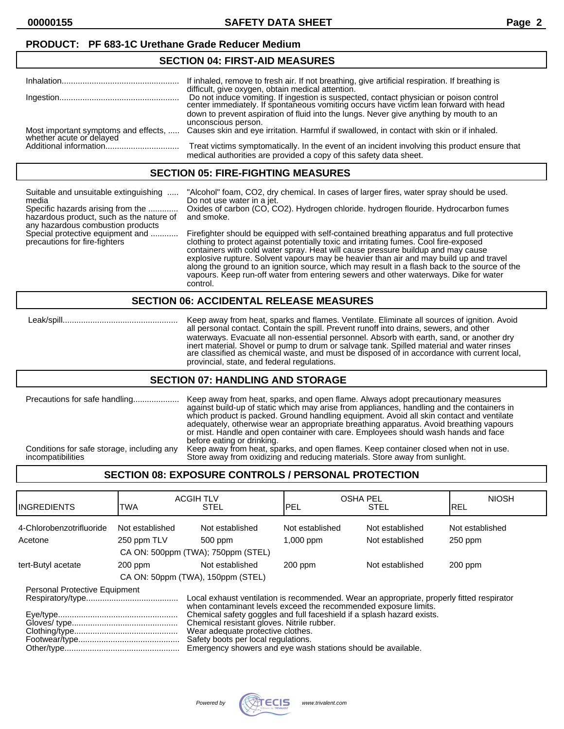**PRODUCT: PF 683-1C Urethane Grade Reducer Medium**

## SECTION 04: FIRST-AID MEASURES

| | |
|---|---|
| Inhalation | If inhaled, remove to fresh air. If not breathing, give artificial respiration. If breathing is difficult, give oxygen, obtain medical attention. |
| Ingestion | Do not induce vomiting. If ingestion is suspected, contact physician or poison control center immediately. If spontaneous vomiting occurs have victim lean forward with head down to prevent aspiration of fluid into the lungs. Never give anything by mouth to an unconscious person. |
| Most important symptoms and effects, whether acute or delayed | Causes skin and eye irritation. Harmful if swallowed, in contact with skin or if inhaled. |
| Additional information | Treat victims symptomatically. In the event of an incident involving this product ensure that medical authorities are provided a copy of this safety data sheet. |

## SECTION 05: FIRE-FIGHTING MEASURES

| | |
|---|---|
| Suitable and unsuitable extinguishing media | "Alcohol" foam, $CO_2$, dry chemical. In cases of larger fires, water spray should be used. Do not use water in a jet. |
| Specific hazards arising from the hazardous product, such as the nature of any hazardous combustion products | Oxides of carbon (CO, $CO_2$). Hydrogen chloride. hydrogen flouride. Hydrocarbon fumes and smoke. |
| Special protective equipment and precautions for fire-fighters | Firefighter should be equipped with self-contained breathing apparatus and full protective clothing to protect against potentially toxic and irritating fumes. Cool fire-exposed containers with cold water spray. Heat will cause pressure buildup and may cause explosive rupture. Solvent vapours may be heavier than air and may build up and travel along the ground to an ignition source, which may result in a flash back to the source of the vapours. Keep run-off water from entering sewers and other waterways. Dike for water control. |

## SECTION 06: ACCIDENTAL RELEASE MEASURES

| | |
|---|---|
| Leak/spill | Keep away from heat, sparks and flames. Ventilate. Eliminate all sources of ignition. Avoid all personal contact. Contain the spill. Prevent runoff into drains, sewers, and other waterways. Evacuate all non-essential personnel. Absorb with earth, sand, or another dry inert material. Shovel or pump to drum or salvage tank. Spilled material and water rinses are classified as chemical waste, and must be disposed of in accordance with current local, provincial, state, and federal regulations. |

## SECTION 07: HANDLING AND STORAGE

| | |
|---|---|
| Precautions for safe handling | Keep away from heat, sparks, and open flame. Always adopt precautionary measures against build-up of static which may arise from appliances, handling and the containers in which product is packed. Ground handling equipment. Avoid all skin contact and ventilate adequately, otherwise wear an appropriate breathing apparatus. Avoid breathing vapours or mist. Handle and open container with care. Employees should wash hands and face before eating or drinking. |
| Conditions for safe storage, including any incompatibilities | Keep away from heat, sparks, and open flames. Keep container closed when not in use. Store away from oxidizing and reducing materials. Store away from sunlight. |

## SECTION 08: EXPOSURE CONTROLS / PERSONAL PROTECTION

| INGREDIENTS | ACGIH TLV TWA | ACGIH TLV STEL | OSHA PEL PEL | OSHA PEL STEL | NIOSH REL |
|---|---|---|---|---|---|
| 4-Chlorobenzotrifluoride | Not established | Not established | Not established | Not established | Not established |
| Acetone | 250 ppm TLV | 500 ppm | 1,000 ppm | Not established | 250 ppm |
| | CA ON: 500ppm (TWA); 750ppm (STEL) | | | | |
| tert-Butyl acetate | 200 ppm | Not established | 200 ppm | Not established | 200 ppm |
| | CA ON: 50ppm (TWA), 150ppm (STEL) | | | | |

Personal Protective Equipment

| | |
|---|---|
| Respiratory/type | Local exhaust ventilation is recommended. Wear an appropriate, properly fitted respirator when contaminant levels exceed the recommended exposure limits. |
| Eye/type | Chemical safety goggles and full faceshield if a splash hazard exists. |
| Gloves/ type | Chemical resistant gloves. Nitrile rubber. |
| Clothing/type | Wear adequate protective clothes. |
| Footwear/type | Safety boots per local regulations. |
| Other/type | Emergency showers and eye wash stations should be available. |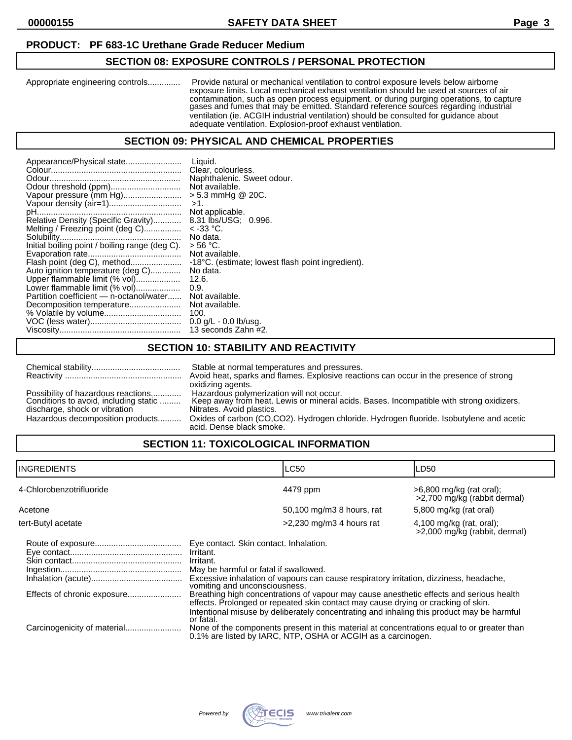**PRODUCT: PF 683-1C Urethane Grade Reducer Medium**

## SECTION 08: EXPOSURE CONTROLS / PERSONAL PROTECTION

Appropriate engineering controls.............. Provide natural or mechanical ventilation to control exposure levels below airborne exposure limits. Local mechanical exhaust ventilation should be used at sources of air contamination, such as open process equipment, or during purging operations, to capture gases and fumes that may be emitted. Standard reference sources regarding industrial ventilation (ie. ACGIH industrial ventilation) should be consulted for guidance about adequate ventilation. Explosion-proof exhaust ventilation.

## SECTION 09: PHYSICAL AND CHEMICAL PROPERTIES

Appearance/Physical state........................ Liquid.
Colour........................................................ Clear, colourless.
Odour........................................................ Naphthalenic. Sweet odour.
Odour threshold (ppm).............................. Not available.
Vapour pressure (mm Hg)......................... > 5.3 mmHg @ 20C.
Vapour density (air=1).............................. >1.
pH.............................................................. Not applicable.
Relative Density (Specific Gravity)............ 8.31 lbs/USG; 0.996.
Melting / Freezing point (deg C)................ < -33 °C.
Solubility.................................................... No data.
Initial boiling point / boiling range (deg C). > 56 °C.
Evaporation rate........................................ Not available.
Flash point (deg C), method...................... -18°C. (estimate; lowest flash point ingredient).
Auto ignition temperature (deg C)............ No data.
Upper flammable limit (% vol).................. 12.6.
Lower flammable limit (% vol).................. 0.9.
Partition coefficient — n-octanol/water...... Not available.
Decomposition temperature...................... Not available.
% Volatile by volume................................. 100.
VOC (less water)....................................... 0.0 g/L - 0.0 lb/usg.
Viscosity.................................................... 13 seconds Zahn #2.

## SECTION 10: STABILITY AND REACTIVITY

Chemical stability...................................... Stable at normal temperatures and pressures.
Reactivity .................................................. Avoid heat, sparks and flames. Explosive reactions can occur in the presence of strong oxidizing agents.
Possibility of hazardous reactions............. Hazardous polymerization will not occur.
Conditions to avoid, including static discharge, shock or vibration ......... Keep away from heat. Lewis or mineral acids. Bases. Incompatible with strong oxidizers. Nitrates. Avoid plastics.
Hazardous decomposition products.......... Oxides of carbon (CO,CO2). Hydrogen chloride. Hydrogen fluoride. Isobutylene and acetic acid. Dense black smoke.

## SECTION 11: TOXICOLOGICAL INFORMATION

| INGREDIENTS | LC50 | LD50 |
|---|---|---|
| 4-Chlorobenzotrifluoride | 4479 ppm | >6,800 mg/kg (rat oral); >2,700 mg/kg (rabbit dermal) |
| Acetone | 50,100 mg/m3 8 hours, rat | 5,800 mg/kg (rat oral) |
| tert-Butyl acetate | >2,230 mg/m3 4 hours rat | 4,100 mg/kg (rat, oral); >2,000 mg/kg (rabbit, dermal) |

Route of exposure..................................... Eye contact. Skin contact. Inhalation.
Eye contact................................................ Irritant.
Skin contact............................................... Irritant.
Ingestion.................................................... May be harmful or fatal if swallowed.
Inhalation (acute)....................................... Excessive inhalation of vapours can cause respiratory irritation, dizziness, headache, vomiting and unconsciousness.
Effects of chronic exposure....................... Breathing high concentrations of vapour may cause anesthetic effects and serious health effects. Prolonged or repeated skin contact may cause drying or cracking of skin.
Intentional misuse by deliberately concentrating and inhaling this product may be harmful or fatal.
Carcinogenicity of material........................ None of the components present in this material at concentrations equal to or greater than 0.1% are listed by IARC, NTP, OSHA or ACGIH as a carcinogen.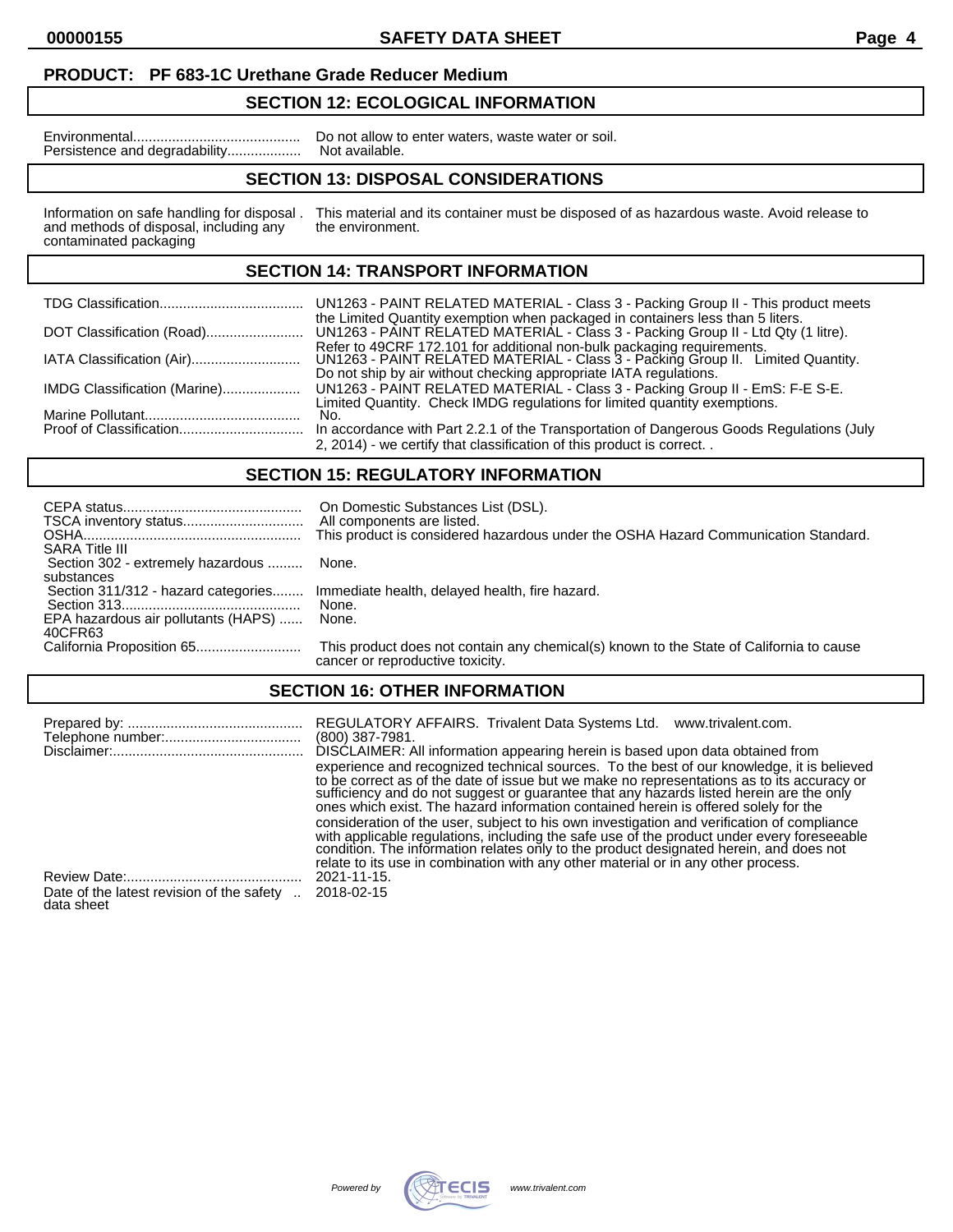**PRODUCT: PF 683-1C Urethane Grade Reducer Medium**

## SECTION 12: ECOLOGICAL INFORMATION

| | |
|---|---|
| Environmental | Do not allow to enter waters, waste water or soil. |
| Persistence and degradability | Not available. |

## SECTION 13: DISPOSAL CONSIDERATIONS

| | |
|---|---|
| Information on safe handling for disposal and methods of disposal, including any contaminated packaging | This material and its container must be disposed of as hazardous waste. Avoid release to the environment. |

## SECTION 14: TRANSPORT INFORMATION

| | |
|---|---|
| TDG Classification | UN1263 - PAINT RELATED MATERIAL - Class 3 - Packing Group II - This product meets the Limited Quantity exemption when packaged in containers less than 5 liters. |
| DOT Classification (Road) | UN1263 - PAINT RELATED MATERIAL - Class 3 - Packing Group II - Ltd Qty (1 litre). Refer to 49CRF 172.101 for additional non-bulk packaging requirements. |
| IATA Classification (Air) | UN1263 - PAINT RELATED MATERIAL - Class 3 - Packing Group II. Limited Quantity. Do not ship by air without checking appropriate IATA regulations. |
| IMDG Classification (Marine) | UN1263 - PAINT RELATED MATERIAL - Class 3 - Packing Group II - EmS: F-E S-E. Limited Quantity. Check IMDG regulations for limited quantity exemptions. |
| Marine Pollutant | No. |
| Proof of Classification | In accordance with Part 2.2.1 of the Transportation of Dangerous Goods Regulations (July 2, 2014) - we certify that classification of this product is correct. . |

## SECTION 15: REGULATORY INFORMATION

| | |
|---|---|
| CEPA status | On Domestic Substances List (DSL). |
| TSCA inventory status | All components are listed. |
| OSHA | This product is considered hazardous under the OSHA Hazard Communication Standard. |
| SARA Title III | |
| Section 302 - extremely hazardous substances | None. |
| Section 311/312 - hazard categories | Immediate health, delayed health, fire hazard. |
| Section 313 | None. |
| EPA hazardous air pollutants (HAPS) 40CFR63 | None. |
| California Proposition 65 | This product does not contain any chemical(s) known to the State of California to cause cancer or reproductive toxicity. |

## SECTION 16: OTHER INFORMATION

| | |
|---|---|
| Prepared by: | REGULATORY AFFAIRS. Trivalent Data Systems Ltd. www.trivalent.com. |
| Telephone number: | (800) 387-7981. |
| Disclaimer: | DISCLAIMER: All information appearing herein is based upon data obtained from experience and recognized technical sources. To the best of our knowledge, it is believed to be correct as of the date of issue but we make no representations as to its accuracy or sufficiency and do not suggest or guarantee that any hazards listed herein are the only ones which exist. The hazard information contained herein is offered solely for the consideration of the user, subject to his own investigation and verification of compliance with applicable regulations, including the safe use of the product under every foreseeable condition. The information relates only to the product designated herein, and does not relate to its use in combination with any other material or in any other process. |
| Review Date: | 2021-11-15. |
| Date of the latest revision of the safety data sheet | 2018-02-15 |